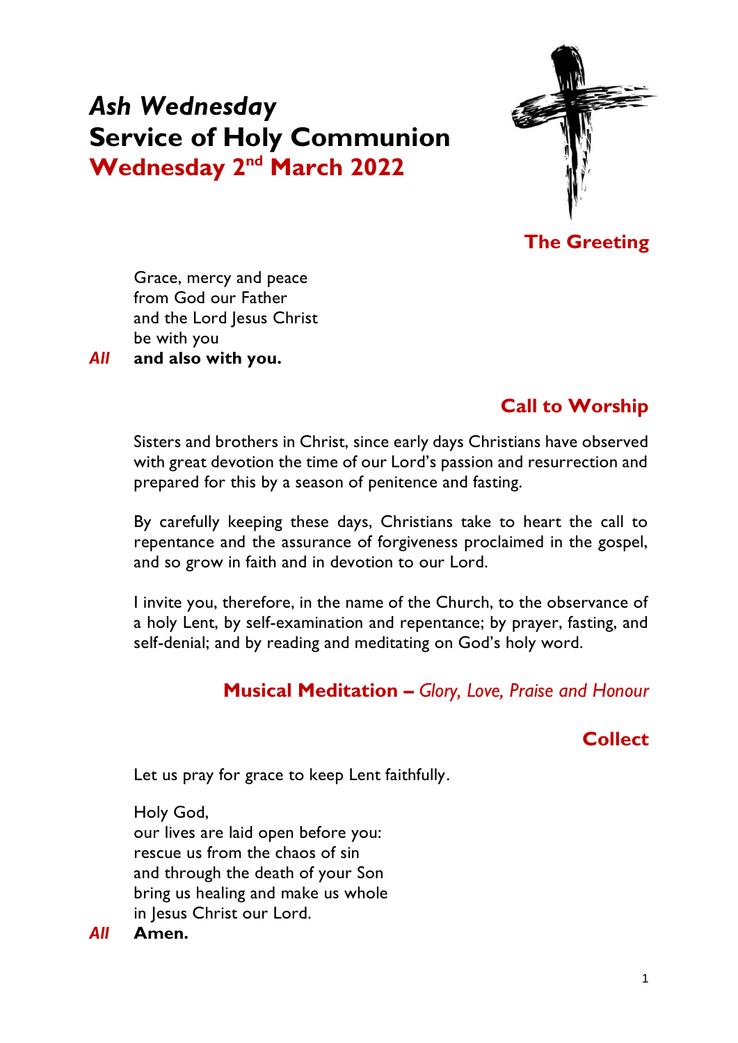# *Ash Wednesday*
# Service of Holy Communion
## Wednesday 2nd March 2022

### The Greeting

Grace, mercy and peace  
from God our Father  
and the Lord Jesus Christ  
be with you  
***All*** **and also with you.**

### Call to Worship

Sisters and brothers in Christ, since early days Christians have observed with great devotion the time of our Lord's passion and resurrection and prepared for this by a season of penitence and fasting.

By carefully keeping these days, Christians take to heart the call to repentance and the assurance of forgiveness proclaimed in the gospel, and so grow in faith and in devotion to our Lord.

I invite you, therefore, in the name of the Church, to the observance of a holy Lent, by self-examination and repentance; by prayer, fasting, and self-denial; and by reading and meditating on God's holy word.

### Musical Meditation – *Glory, Love, Praise and Honour*

### Collect

Let us pray for grace to keep Lent faithfully.

Holy God,  
our lives are laid open before you:  
rescue us from the chaos of sin  
and through the death of your Son  
bring us healing and make us whole  
in Jesus Christ our Lord.  
***All*** **Amen.**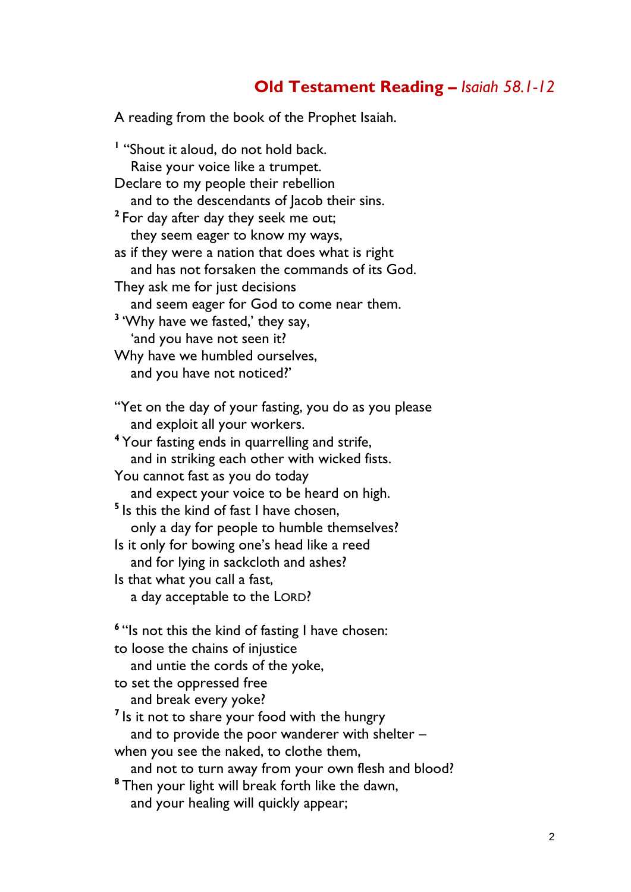## **Old Testament Reading** – *Isaiah 58.1-12*

A reading from the book of the Prophet Isaiah.

[1] "Shout it aloud, do not hold back.
   Raise your voice like a trumpet.
Declare to my people their rebellion
   and to the descendants of Jacob their sins.
[2] For day after day they seek me out;
   they seem eager to know my ways,
as if they were a nation that does what is right
   and has not forsaken the commands of its God.
They ask me for just decisions
   and seem eager for God to come near them.
[3] 'Why have we fasted,' they say,
   'and you have not seen it?
Why have we humbled ourselves,
   and you have not noticed?'

"Yet on the day of your fasting, you do as you please
   and exploit all your workers.
[4] Your fasting ends in quarrelling and strife,
   and in striking each other with wicked fists.
You cannot fast as you do today
   and expect your voice to be heard on high.
[5] Is this the kind of fast I have chosen,
   only a day for people to humble themselves?
Is it only for bowing one's head like a reed
   and for lying in sackcloth and ashes?
Is that what you call a fast,
   a day acceptable to the LORD?

[6] "Is not this the kind of fasting I have chosen:
to loose the chains of injustice
   and untie the cords of the yoke,
to set the oppressed free
   and break every yoke?
[7] Is it not to share your food with the hungry
   and to provide the poor wanderer with shelter –
when you see the naked, to clothe them,
   and not to turn away from your own flesh and blood?
[8] Then your light will break forth like the dawn,
   and your healing will quickly appear;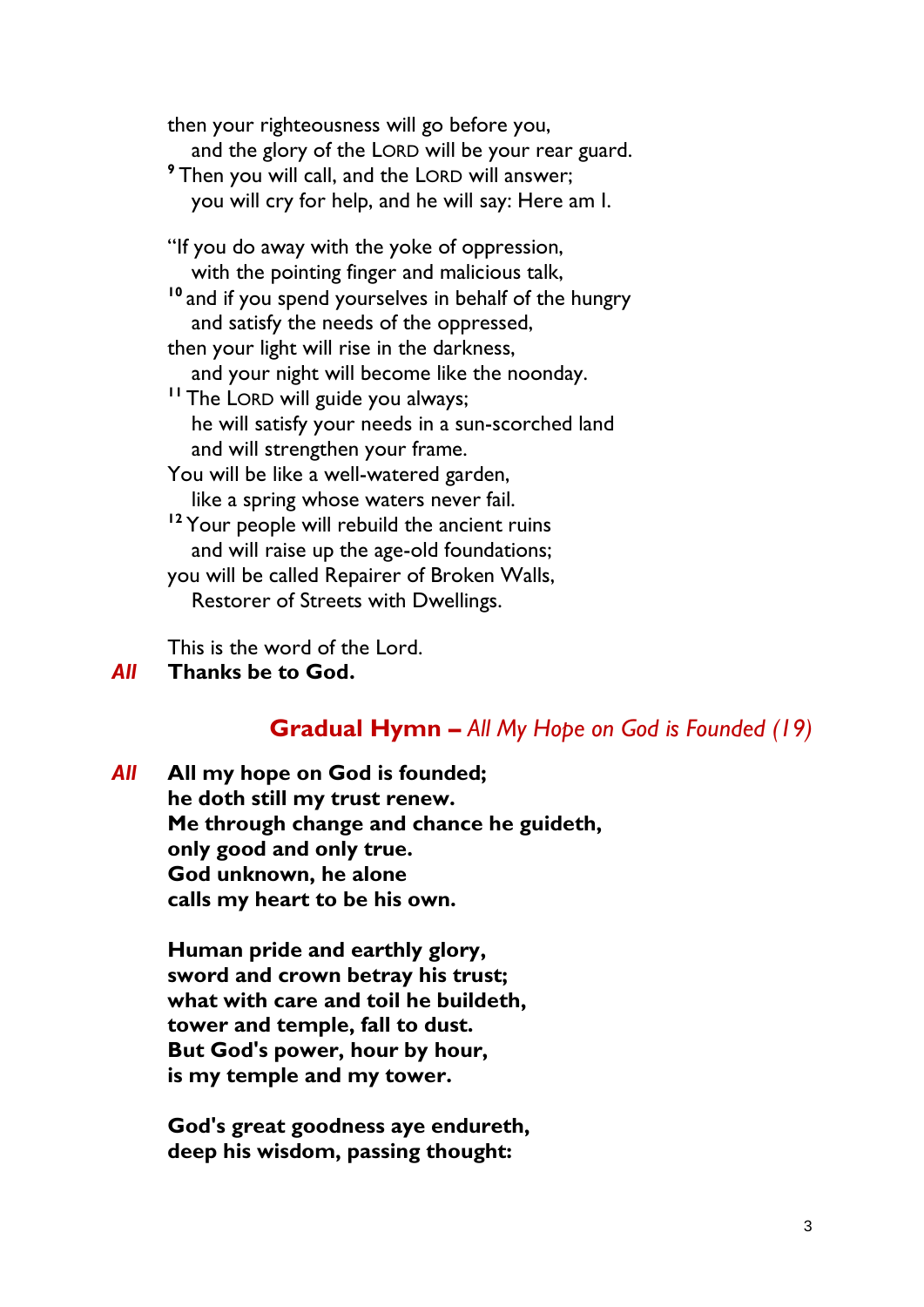then your righteousness will go before you,
  and the glory of the LORD will be your rear guard.
[9] Then you will call, and the LORD will answer;
  you will cry for help, and he will say: Here am I.

"If you do away with the yoke of oppression,
  with the pointing finger and malicious talk,
[10] and if you spend yourselves in behalf of the hungry
  and satisfy the needs of the oppressed,
then your light will rise in the darkness,
  and your night will become like the noonday.
[11] The LORD will guide you always;
  he will satisfy your needs in a sun-scorched land
  and will strengthen your frame.
You will be like a well-watered garden,
  like a spring whose waters never fail.
[12] Your people will rebuild the ancient ruins
  and will raise up the age-old foundations;
you will be called Repairer of Broken Walls,
  Restorer of Streets with Dwellings.

This is the word of the Lord.

*All* **Thanks be to God.**

## Gradual Hymn – *All My Hope on God is Founded (19)*

*All* **All my hope on God is founded;**
**he doth still my trust renew.**
**Me through change and chance he guideth,**
**only good and only true.**
**God unknown, he alone**
**calls my heart to be his own.**

**Human pride and earthly glory,**
**sword and crown betray his trust;**
**what with care and toil he buildeth,**
**tower and temple, fall to dust.**
**But God's power, hour by hour,**
**is my temple and my tower.**

**God's great goodness aye endureth,**
**deep his wisdom, passing thought:**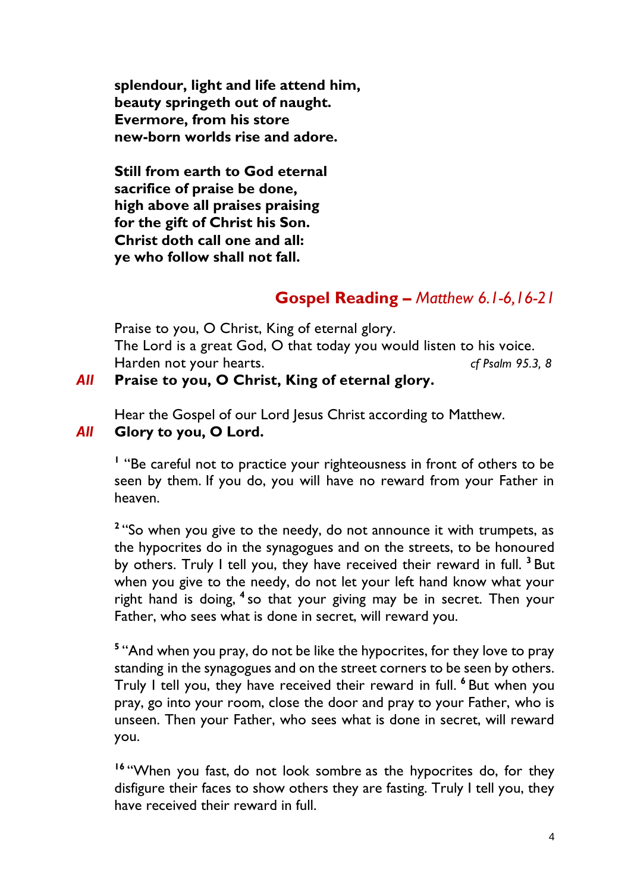**splendour, light and life attend him,**
**beauty springeth out of naught.**
**Evermore, from his store**
**new-born worlds rise and adore.**

**Still from earth to God eternal**
**sacrifice of praise be done,**
**high above all praises praising**
**for the gift of Christ his Son.**
**Christ doth call one and all:**
**ye who follow shall not fall.**

## Gospel Reading – *Matthew 6.1-6,16-21*

Praise to you, O Christ, King of eternal glory.
The Lord is a great God, O that today you would listen to his voice.
Harden not your hearts. *cf Psalm 95.3, 8*

***All*** **Praise to you, O Christ, King of eternal glory.**

Hear the Gospel of our Lord Jesus Christ according to Matthew.

***All*** **Glory to you, O Lord.**

[1] "Be careful not to practice your righteousness in front of others to be seen by them. If you do, you will have no reward from your Father in heaven.

[2] "So when you give to the needy, do not announce it with trumpets, as the hypocrites do in the synagogues and on the streets, to be honoured by others. Truly I tell you, they have received their reward in full. [3] But when you give to the needy, do not let your left hand know what your right hand is doing, [4] so that your giving may be in secret. Then your Father, who sees what is done in secret, will reward you.

[5] "And when you pray, do not be like the hypocrites, for they love to pray standing in the synagogues and on the street corners to be seen by others. Truly I tell you, they have received their reward in full. [6] But when you pray, go into your room, close the door and pray to your Father, who is unseen. Then your Father, who sees what is done in secret, will reward you.

[16] "When you fast, do not look sombre as the hypocrites do, for they disfigure their faces to show others they are fasting. Truly I tell you, they have received their reward in full.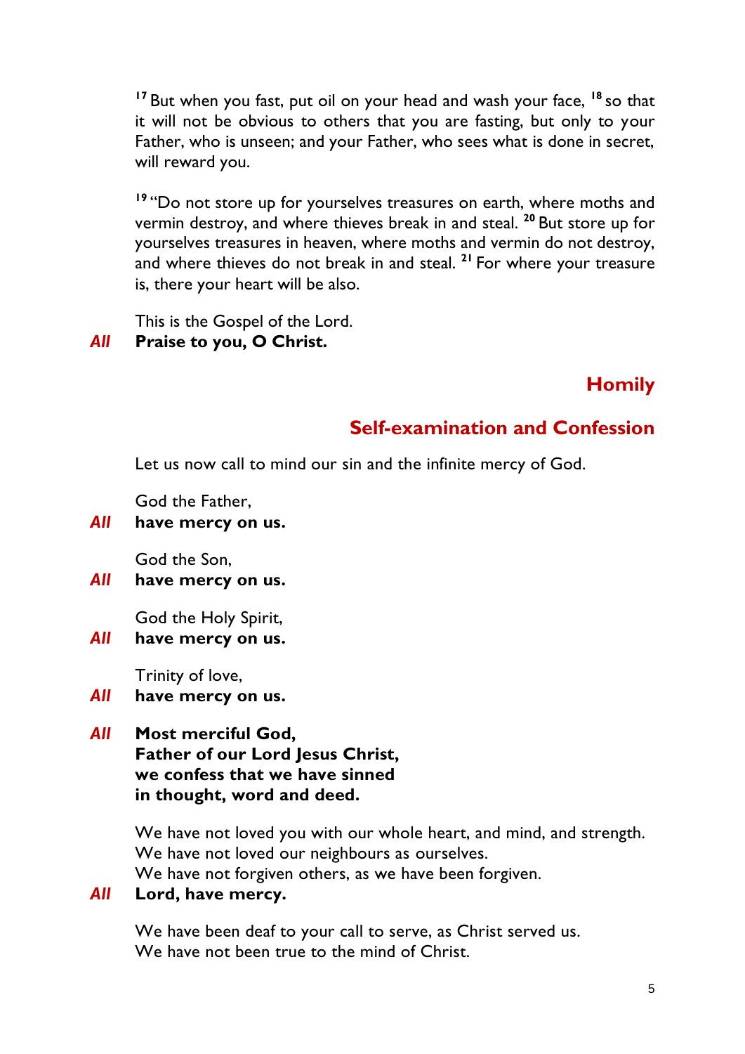[17] But when you fast, put oil on your head and wash your face, [18] so that it will not be obvious to others that you are fasting, but only to your Father, who is unseen; and your Father, who sees what is done in secret, will reward you.

[19] "Do not store up for yourselves treasures on earth, where moths and vermin destroy, and where thieves break in and steal. [20] But store up for yourselves treasures in heaven, where moths and vermin do not destroy, and where thieves do not break in and steal. [21] For where your treasure is, there your heart will be also.

This is the Gospel of the Lord.
*All* **Praise to you, O Christ.**

## Homily

## Self-examination and Confession

Let us now call to mind our sin and the infinite mercy of God.

God the Father,
*All* **have mercy on us.**

God the Son,
*All* **have mercy on us.**

God the Holy Spirit,
*All* **have mercy on us.**

Trinity of love,
*All* **have mercy on us.**

*All* **Most merciful God,**
**Father of our Lord Jesus Christ,**
**we confess that we have sinned**
**in thought, word and deed.**

We have not loved you with our whole heart, and mind, and strength.
We have not loved our neighbours as ourselves.
We have not forgiven others, as we have been forgiven.
*All* **Lord, have mercy.**

We have been deaf to your call to serve, as Christ served us.
We have not been true to the mind of Christ.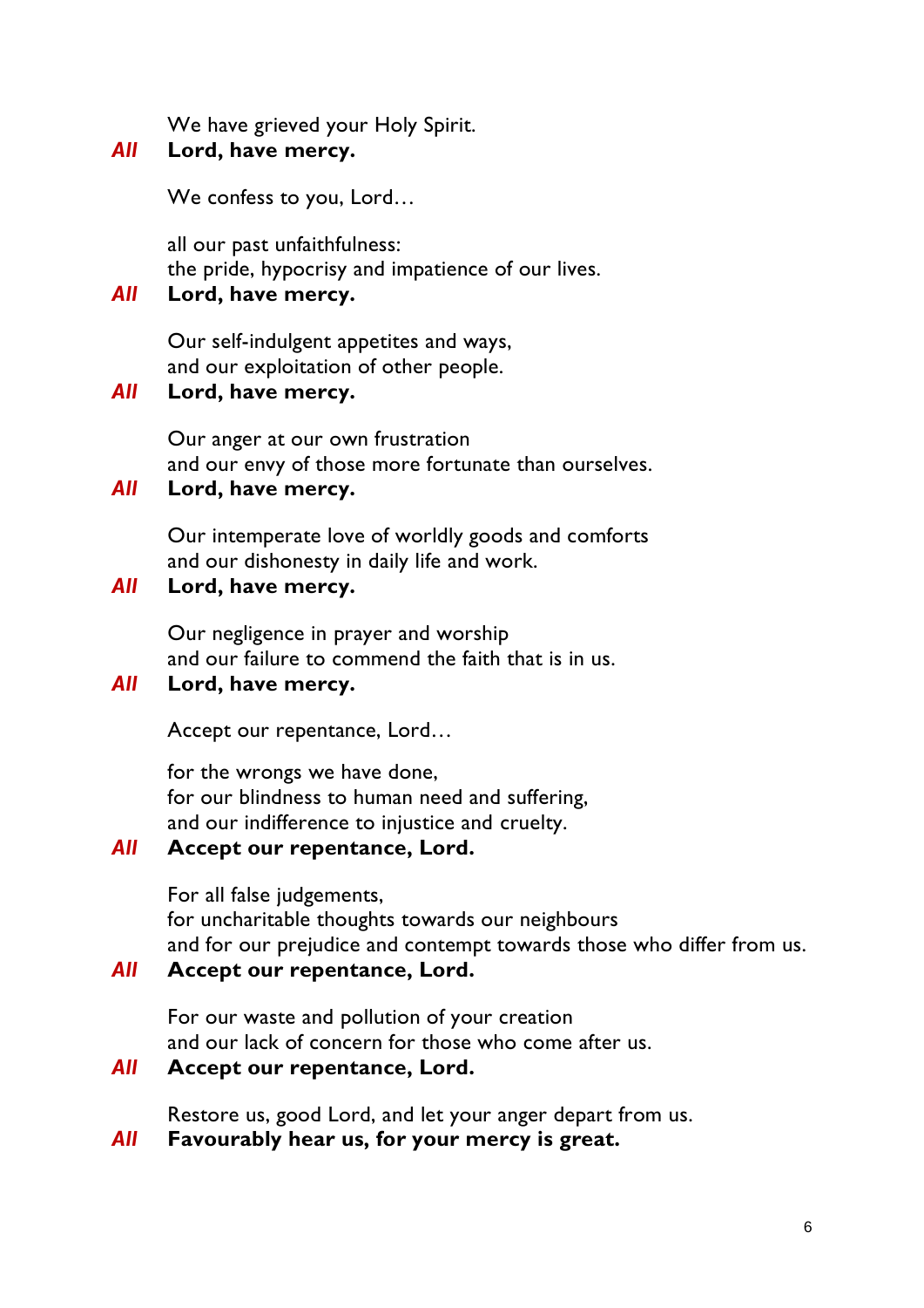We have grieved your Holy Spirit.  
***All*** **Lord, have mercy.**

We confess to you, Lord…

all our past unfaithfulness:  
the pride, hypocrisy and impatience of our lives.  
***All*** **Lord, have mercy.**

Our self-indulgent appetites and ways,  
and our exploitation of other people.  
***All*** **Lord, have mercy.**

Our anger at our own frustration  
and our envy of those more fortunate than ourselves.  
***All*** **Lord, have mercy.**

Our intemperate love of worldly goods and comforts  
and our dishonesty in daily life and work.  
***All*** **Lord, have mercy.**

Our negligence in prayer and worship  
and our failure to commend the faith that is in us.  
***All*** **Lord, have mercy.**

Accept our repentance, Lord…

for the wrongs we have done,  
for our blindness to human need and suffering,  
and our indifference to injustice and cruelty.  
***All*** **Accept our repentance, Lord.**

For all false judgements,  
for uncharitable thoughts towards our neighbours  
and for our prejudice and contempt towards those who differ from us.  
***All*** **Accept our repentance, Lord.**

For our waste and pollution of your creation  
and our lack of concern for those who come after us.  
***All*** **Accept our repentance, Lord.**

Restore us, good Lord, and let your anger depart from us.  
***All*** **Favourably hear us, for your mercy is great.**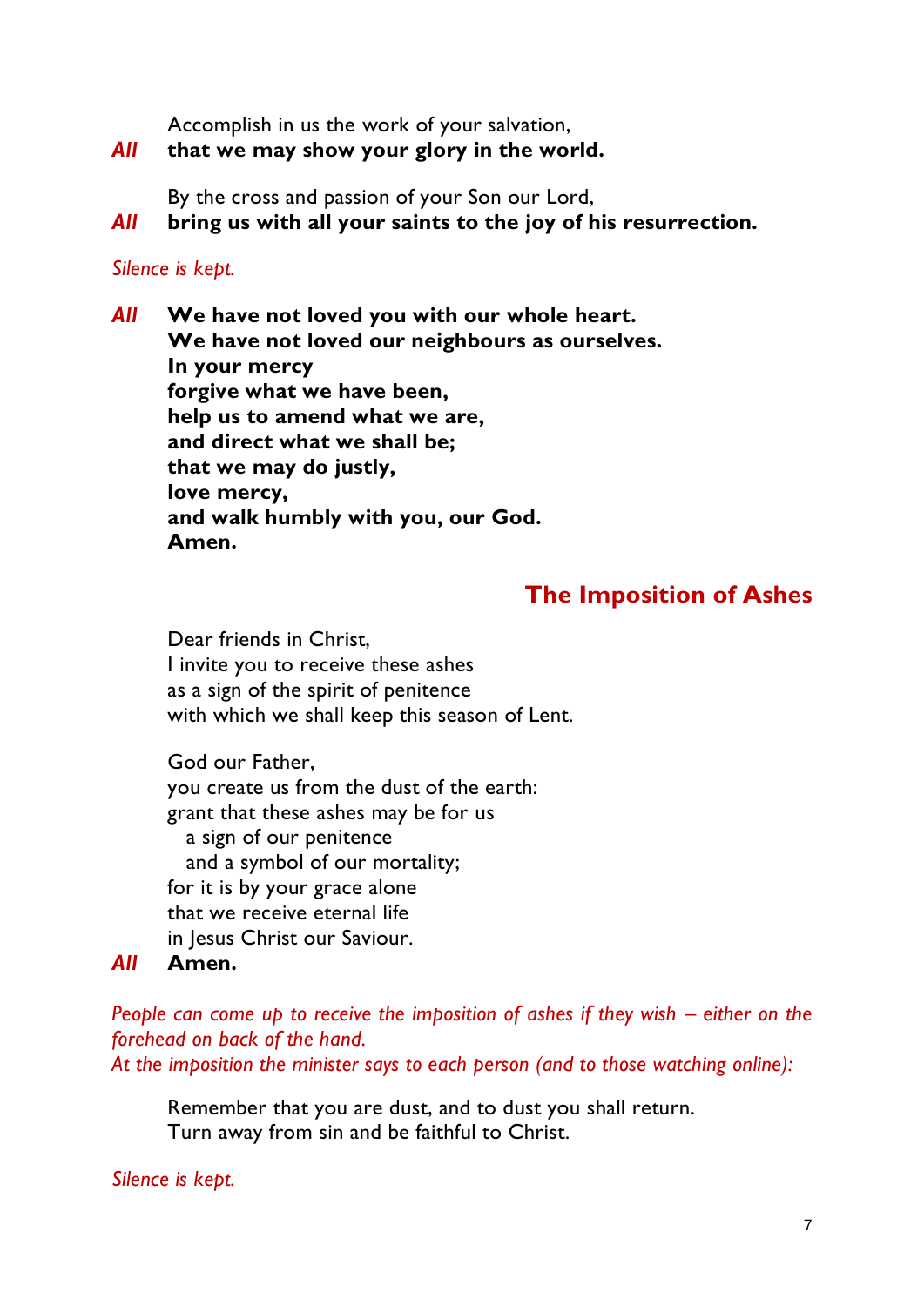Accomplish in us the work of your salvation,
***All*** **that we may show your glory in the world.**

By the cross and passion of your Son our Lord,
***All*** **bring us with all your saints to the joy of his resurrection.**

*Silence is kept.*

***All*** **We have not loved you with our whole heart.**
**We have not loved our neighbours as ourselves.**
**In your mercy**
**forgive what we have been,**
**help us to amend what we are,**
**and direct what we shall be;**
**that we may do justly,**
**love mercy,**
**and walk humbly with you, our God.**
**Amen.**

## The Imposition of Ashes

Dear friends in Christ,
I invite you to receive these ashes
as a sign of the spirit of penitence
with which we shall keep this season of Lent.

God our Father,
you create us from the dust of the earth:
grant that these ashes may be for us
  a sign of our penitence
  and a symbol of our mortality;
for it is by your grace alone
that we receive eternal life
in Jesus Christ our Saviour.
***All*** **Amen.**

*People can come up to receive the imposition of ashes if they wish – either on the forehead on back of the hand.*
*At the imposition the minister says to each person (and to those watching online):*

Remember that you are dust, and to dust you shall return.
Turn away from sin and be faithful to Christ.

*Silence is kept.*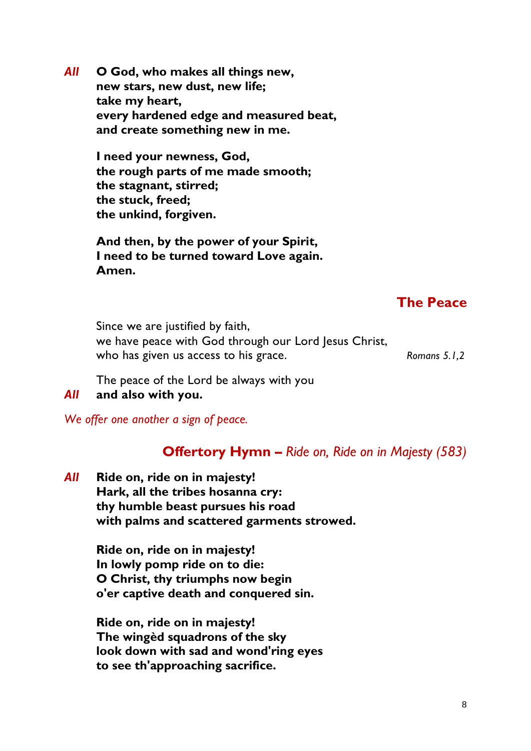*All* **O God, who makes all things new,**
**new stars, new dust, new life;**
**take my heart,**
**every hardened edge and measured beat,**
**and create something new in me.**

**I need your newness, God,**
**the rough parts of me made smooth;**
**the stagnant, stirred;**
**the stuck, freed;**
**the unkind, forgiven.**

**And then, by the power of your Spirit,**
**I need to be turned toward Love again.**
**Amen.**

## The Peace

Since we are justified by faith,
we have peace with God through our Lord Jesus Christ,
who has given us access to his grace. *Romans 5.1,2*

The peace of the Lord be always with you
*All* **and also with you.**

*We offer one another a sign of peace.*

## Offertory Hymn – *Ride on, Ride on in Majesty (583)*

*All* **Ride on, ride on in majesty!**
**Hark, all the tribes hosanna cry:**
**thy humble beast pursues his road**
**with palms and scattered garments strowed.**

**Ride on, ride on in majesty!**
**In lowly pomp ride on to die:**
**O Christ, thy triumphs now begin**
**o'er captive death and conquered sin.**

**Ride on, ride on in majesty!**
**The wingèd squadrons of the sky**
**look down with sad and wond'ring eyes**
**to see th'approaching sacrifice.**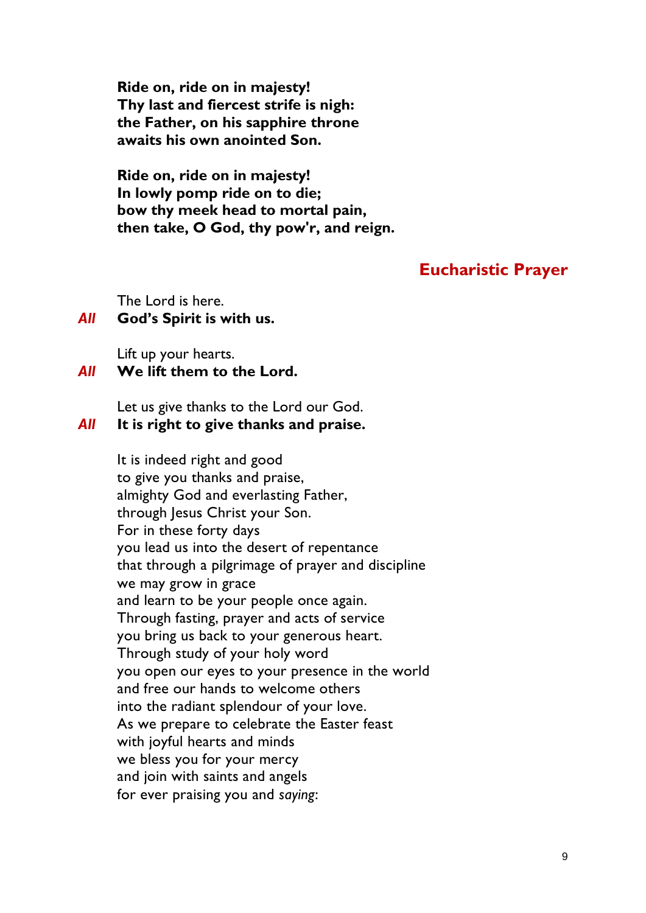**Ride on, ride on in majesty!**
**Thy last and fiercest strife is nigh:**
**the Father, on his sapphire throne**
**awaits his own anointed Son.**

**Ride on, ride on in majesty!**
**In lowly pomp ride on to die;**
**bow thy meek head to mortal pain,**
**then take, O God, thy pow'r, and reign.**

## Eucharistic Prayer

The Lord is here.
***All*** **God's Spirit is with us.**

Lift up your hearts.
***All*** **We lift them to the Lord.**

Let us give thanks to the Lord our God.
***All*** **It is right to give thanks and praise.**

It is indeed right and good
to give you thanks and praise,
almighty God and everlasting Father,
through Jesus Christ your Son.
For in these forty days
you lead us into the desert of repentance
that through a pilgrimage of prayer and discipline
we may grow in grace
and learn to be your people once again.
Through fasting, prayer and acts of service
you bring us back to your generous heart.
Through study of your holy word
you open our eyes to your presence in the world
and free our hands to welcome others
into the radiant splendour of your love.
As we prepare to celebrate the Easter feast
with joyful hearts and minds
we bless you for your mercy
and join with saints and angels
for ever praising you and *saying*: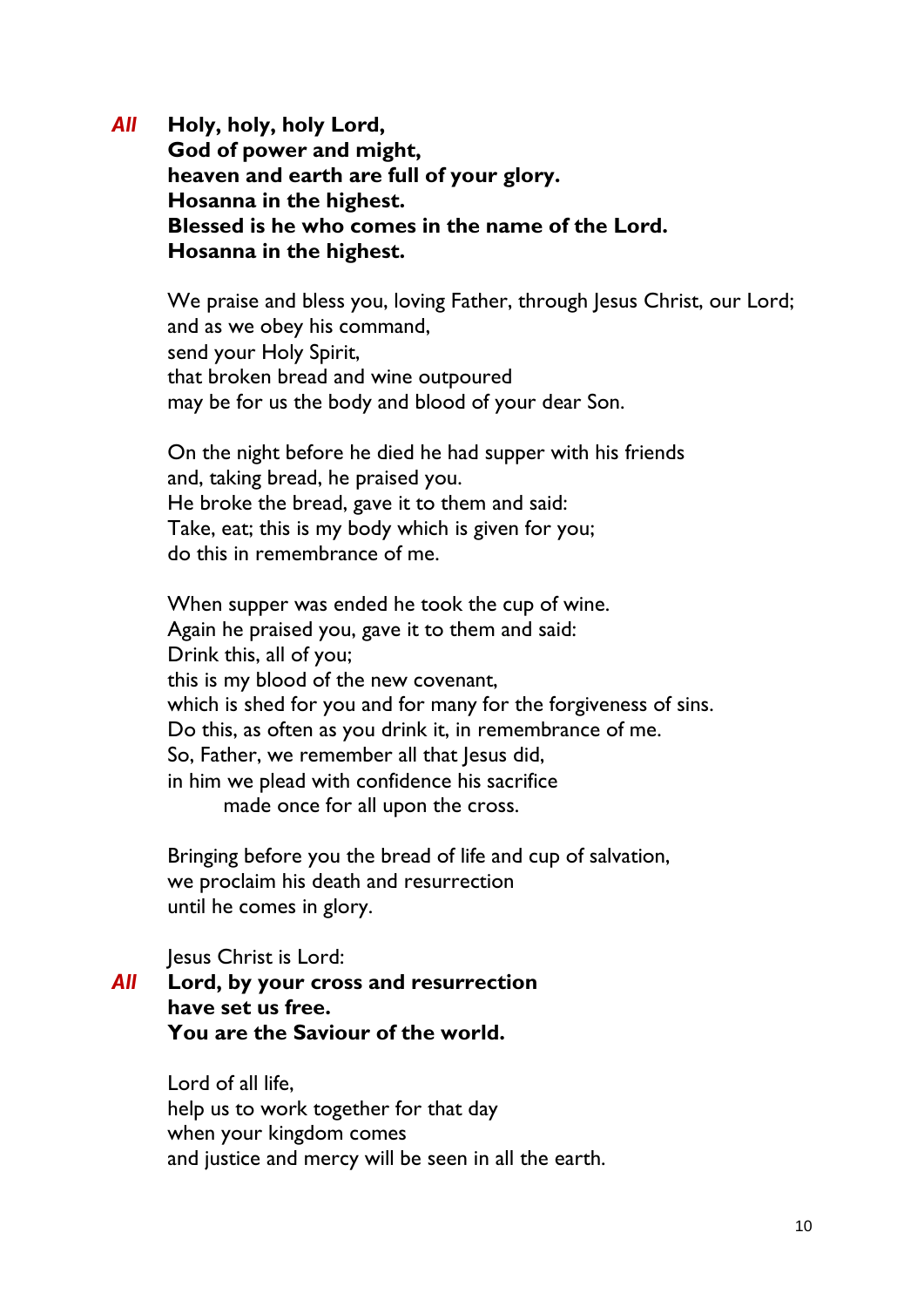*All* **Holy, holy, holy Lord,**
**God of power and might,**
**heaven and earth are full of your glory.**
**Hosanna in the highest.**
**Blessed is he who comes in the name of the Lord.**
**Hosanna in the highest.**

We praise and bless you, loving Father, through Jesus Christ, our Lord;
and as we obey his command,
send your Holy Spirit,
that broken bread and wine outpoured
may be for us the body and blood of your dear Son.

On the night before he died he had supper with his friends
and, taking bread, he praised you.
He broke the bread, gave it to them and said:
Take, eat; this is my body which is given for you;
do this in remembrance of me.

When supper was ended he took the cup of wine.
Again he praised you, gave it to them and said:
Drink this, all of you;
this is my blood of the new covenant,
which is shed for you and for many for the forgiveness of sins.
Do this, as often as you drink it, in remembrance of me.
So, Father, we remember all that Jesus did,
in him we plead with confidence his sacrifice
made once for all upon the cross.

Bringing before you the bread of life and cup of salvation,
we proclaim his death and resurrection
until he comes in glory.

Jesus Christ is Lord:

*All* **Lord, by your cross and resurrection**
**have set us free.**
**You are the Saviour of the world.**

Lord of all life,
help us to work together for that day
when your kingdom comes
and justice and mercy will be seen in all the earth.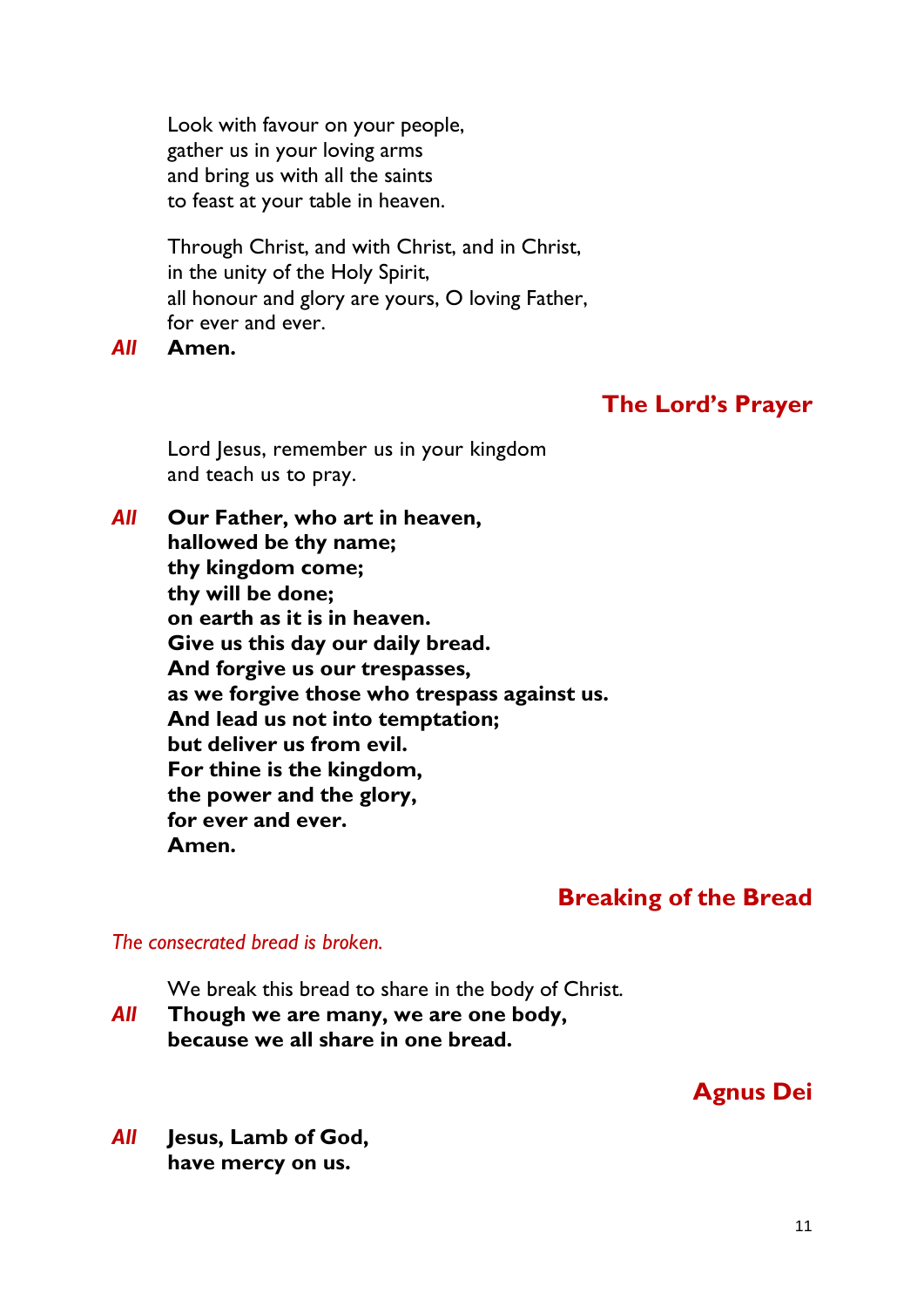Look with favour on your people,
gather us in your loving arms
and bring us with all the saints
to feast at your table in heaven.

Through Christ, and with Christ, and in Christ,
in the unity of the Holy Spirit,
all honour and glory are yours, O loving Father,
for ever and ever.

*All* **Amen.**

## The Lord's Prayer

Lord Jesus, remember us in your kingdom
and teach us to pray.

*All* **Our Father, who art in heaven,**
**hallowed be thy name;**
**thy kingdom come;**
**thy will be done;**
**on earth as it is in heaven.**
**Give us this day our daily bread.**
**And forgive us our trespasses,**
**as we forgive those who trespass against us.**
**And lead us not into temptation;**
**but deliver us from evil.**
**For thine is the kingdom,**
**the power and the glory,**
**for ever and ever.**
**Amen.**

## Breaking of the Bread

*The consecrated bread is broken.*

We break this bread to share in the body of Christ.

*All* **Though we are many, we are one body,**
**because we all share in one bread.**

## Agnus Dei

*All* **Jesus, Lamb of God,**
**have mercy on us.**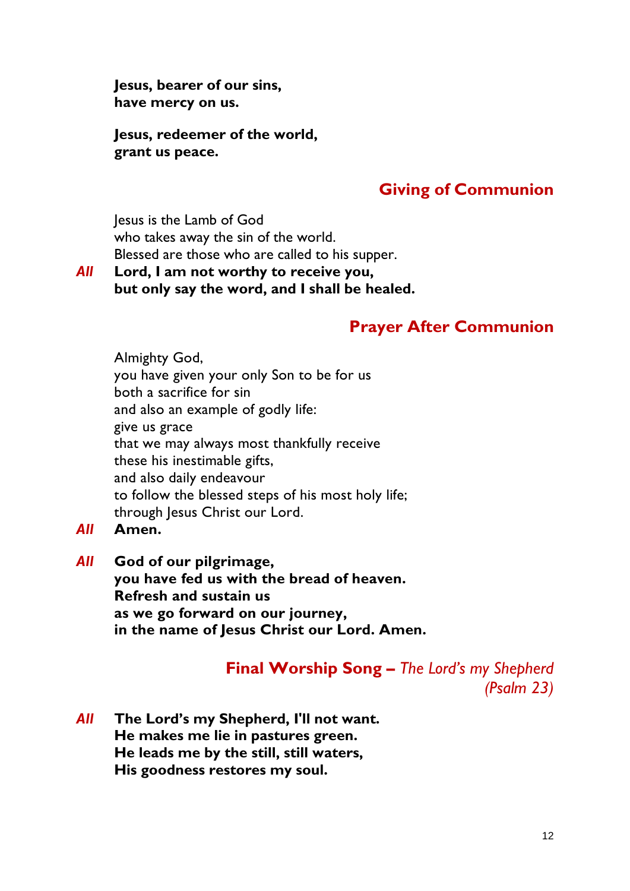**Jesus, bearer of our sins,**
**have mercy on us.**

**Jesus, redeemer of the world,**
**grant us peace.**

## Giving of Communion

Jesus is the Lamb of God
who takes away the sin of the world.
Blessed are those who are called to his supper.

*All* **Lord, I am not worthy to receive you,**
**but only say the word, and I shall be healed.**

## Prayer After Communion

Almighty God,
you have given your only Son to be for us
both a sacrifice for sin
and also an example of godly life:
give us grace
that we may always most thankfully receive
these his inestimable gifts,
and also daily endeavour
to follow the blessed steps of his most holy life;
through Jesus Christ our Lord.

*All* **Amen.**

*All* **God of our pilgrimage,**
**you have fed us with the bread of heaven.**
**Refresh and sustain us**
**as we go forward on our journey,**
**in the name of Jesus Christ our Lord. Amen.**

## Final Worship Song – *The Lord's my Shepherd (Psalm 23)*

*All* **The Lord's my Shepherd, I'll not want.**
**He makes me lie in pastures green.**
**He leads me by the still, still waters,**
**His goodness restores my soul.**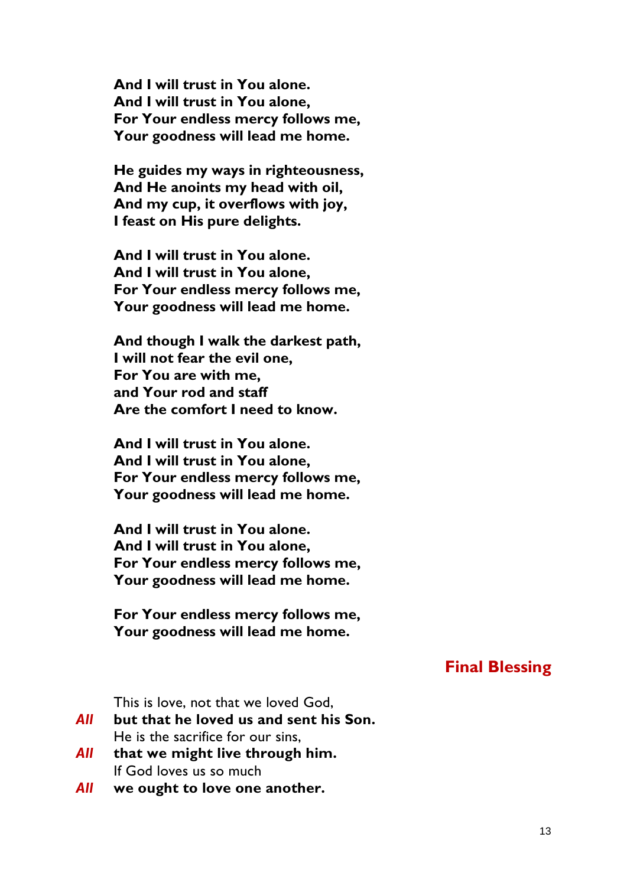**And I will trust in You alone.**
**And I will trust in You alone,**
**For Your endless mercy follows me,**
**Your goodness will lead me home.**

**He guides my ways in righteousness,**
**And He anoints my head with oil,**
**And my cup, it overflows with joy,**
**I feast on His pure delights.**

**And I will trust in You alone.**
**And I will trust in You alone,**
**For Your endless mercy follows me,**
**Your goodness will lead me home.**

**And though I walk the darkest path,**
**I will not fear the evil one,**
**For You are with me,**
**and Your rod and staff**
**Are the comfort I need to know.**

**And I will trust in You alone.**
**And I will trust in You alone,**
**For Your endless mercy follows me,**
**Your goodness will lead me home.**

**And I will trust in You alone.**
**And I will trust in You alone,**
**For Your endless mercy follows me,**
**Your goodness will lead me home.**

**For Your endless mercy follows me,**
**Your goodness will lead me home.**

## Final Blessing

This is love, not that we loved God,
***All*** **but that he loved us and sent his Son.**
He is the sacrifice for our sins,
***All*** **that we might live through him.**
If God loves us so much
***All*** **we ought to love one another.**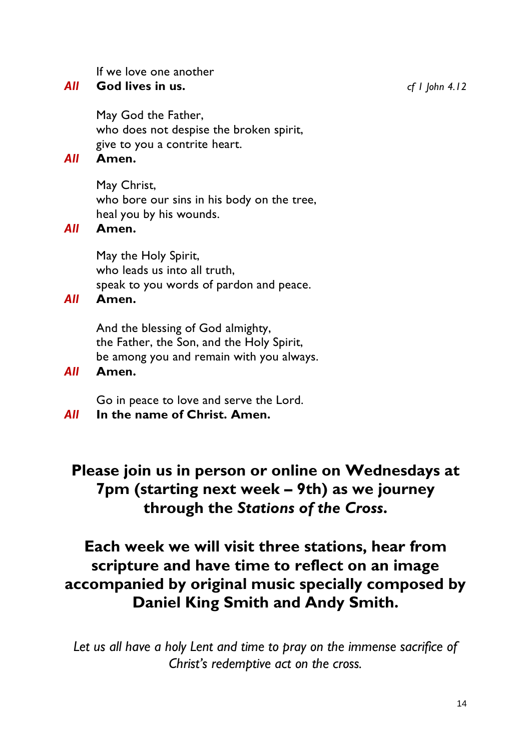If we love one another
***All*** **God lives in us.** *cf 1 John 4.12*

May God the Father,
who does not despise the broken spirit,
give to you a contrite heart.
***All*** **Amen.**

May Christ,
who bore our sins in his body on the tree,
heal you by his wounds.
***All*** **Amen.**

May the Holy Spirit,
who leads us into all truth,
speak to you words of pardon and peace.
***All*** **Amen.**

And the blessing of God almighty,
the Father, the Son, and the Holy Spirit,
be among you and remain with you always.
***All*** **Amen.**

Go in peace to love and serve the Lord.
***All*** **In the name of Christ. Amen.**

**Please join us in person or online on Wednesdays at 7pm (starting next week – 9th) as we journey through the *Stations of the Cross*.**

**Each week we will visit three stations, hear from scripture and have time to reflect on an image accompanied by original music specially composed by Daniel King Smith and Andy Smith.**

*Let us all have a holy Lent and time to pray on the immense sacrifice of Christ's redemptive act on the cross.*